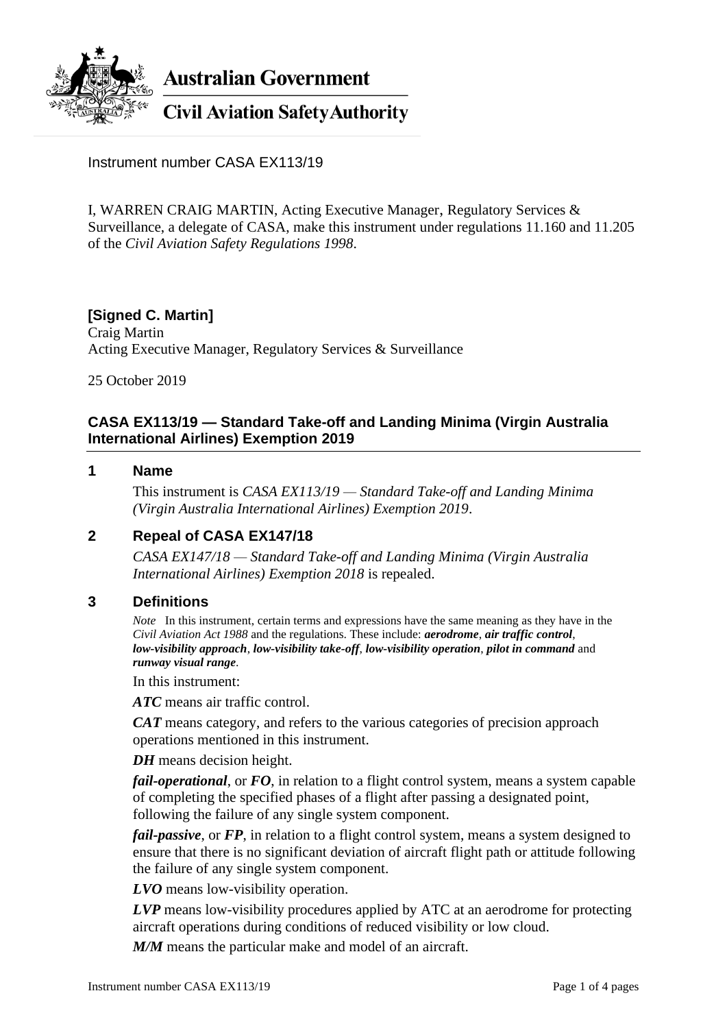Australian Government

Civil Aviation Safety Authority

Instrument number CASA EX113/19

I, WARREN CRAIG MARTIN, Acting Executive Manager, Regulatory Services & Surveillance, a delegate of CASA, make this instrument under regulations 11.160 and 11.205 of the *Civil Aviation Safety Regulations 1998*.

**[Signed C. Martin]**
Craig Martin
Acting Executive Manager, Regulatory Services & Surveillance

25 October 2019

## CASA EX113/19 — Standard Take-off and Landing Minima (Virgin Australia International Airlines) Exemption 2019

### 1 Name

This instrument is *CASA EX113/19 — Standard Take-off and Landing Minima (Virgin Australia International Airlines) Exemption 2019*.

### 2 Repeal of CASA EX147/18

*CASA EX147/18 — Standard Take-off and Landing Minima (Virgin Australia International Airlines) Exemption 2018* is repealed.

### 3 Definitions

*Note* In this instrument, certain terms and expressions have the same meaning as they have in the *Civil Aviation Act 1988* and the regulations. These include: ***aerodrome***, ***air traffic control***, ***low-visibility approach***, ***low-visibility take-off***, ***low-visibility operation***, ***pilot in command*** and ***runway visual range***.

In this instrument:

***ATC*** means air traffic control.

***CAT*** means category, and refers to the various categories of precision approach operations mentioned in this instrument.

***DH*** means decision height.

***fail-operational***, or ***FO***, in relation to a flight control system, means a system capable of completing the specified phases of a flight after passing a designated point, following the failure of any single system component.

***fail-passive***, or ***FP***, in relation to a flight control system, means a system designed to ensure that there is no significant deviation of aircraft flight path or attitude following the failure of any single system component.

***LVO*** means low-visibility operation.

***LVP*** means low-visibility procedures applied by ATC at an aerodrome for protecting aircraft operations during conditions of reduced visibility or low cloud.

***M/M*** means the particular make and model of an aircraft.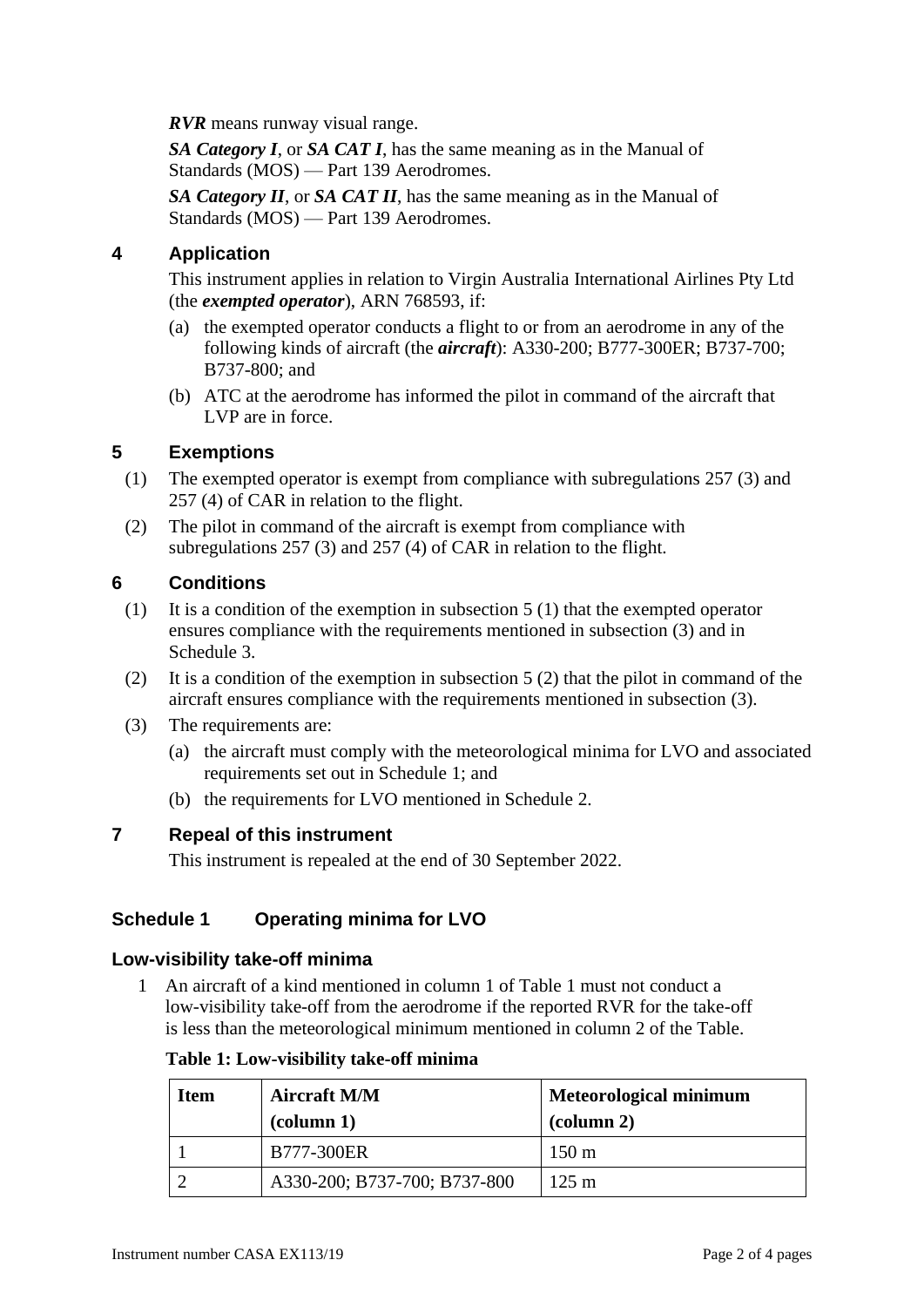***RVR*** means runway visual range.

***SA Category I***, or ***SA CAT I***, has the same meaning as in the Manual of Standards (MOS) — Part 139 Aerodromes.

***SA Category II***, or ***SA CAT II***, has the same meaning as in the Manual of Standards (MOS) — Part 139 Aerodromes.

## 4 Application

This instrument applies in relation to Virgin Australia International Airlines Pty Ltd (the ***exempted operator***), ARN 768593, if:

(a) the exempted operator conducts a flight to or from an aerodrome in any of the following kinds of aircraft (the ***aircraft***): A330-200; B777-300ER; B737-700; B737-800; and

(b) ATC at the aerodrome has informed the pilot in command of the aircraft that LVP are in force.

## 5 Exemptions

(1) The exempted operator is exempt from compliance with subregulations 257 (3) and 257 (4) of CAR in relation to the flight.

(2) The pilot in command of the aircraft is exempt from compliance with subregulations 257 (3) and 257 (4) of CAR in relation to the flight.

## 6 Conditions

(1) It is a condition of the exemption in subsection 5 (1) that the exempted operator ensures compliance with the requirements mentioned in subsection (3) and in Schedule 3.

(2) It is a condition of the exemption in subsection 5 (2) that the pilot in command of the aircraft ensures compliance with the requirements mentioned in subsection (3).

(3) The requirements are:

(a) the aircraft must comply with the meteorological minima for LVO and associated requirements set out in Schedule 1; and

(b) the requirements for LVO mentioned in Schedule 2.

## 7 Repeal of this instrument

This instrument is repealed at the end of 30 September 2022.

## Schedule 1 Operating minima for LVO

### Low-visibility take-off minima

1 An aircraft of a kind mentioned in column 1 of Table 1 must not conduct a low-visibility take-off from the aerodrome if the reported RVR for the take-off is less than the meteorological minimum mentioned in column 2 of the Table.

**Table 1: Low-visibility take-off minima**

| Item | Aircraft M/M (column 1) | Meteorological minimum (column 2) |
| --- | --- | --- |
| 1 | B777-300ER | 150 m |
| 2 | A330-200; B737-700; B737-800 | 125 m |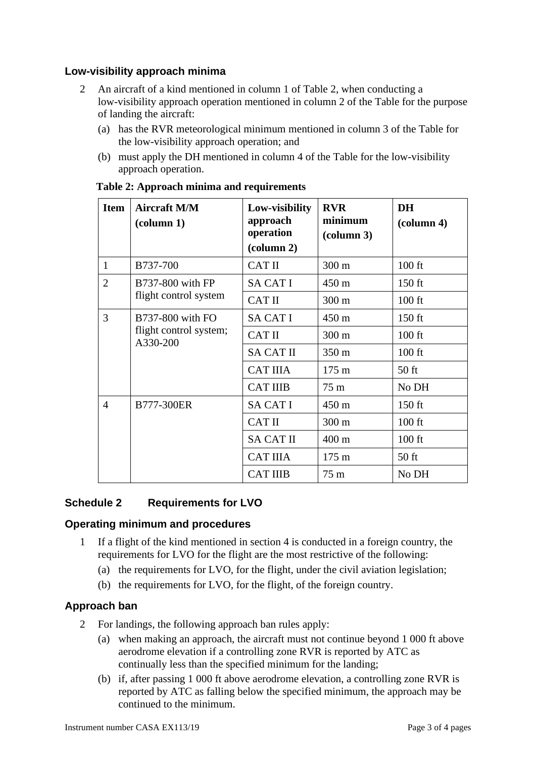### Low-visibility approach minima

2 An aircraft of a kind mentioned in column 1 of Table 2, when conducting a low-visibility approach operation mentioned in column 2 of the Table for the purpose of landing the aircraft:

(a) has the RVR meteorological minimum mentioned in column 3 of the Table for the low-visibility approach operation; and

(b) must apply the DH mentioned in column 4 of the Table for the low-visibility approach operation.

**Table 2: Approach minima and requirements**

| Item | Aircraft M/M (column 1) | Low-visibility approach operation (column 2) | RVR minimum (column 3) | DH (column 4) |
|---|---|---|---|---|
| 1 | B737-700 | CAT II | 300 m | 100 ft |
| 2 | B737-800 with FP flight control system | SA CAT I | 450 m | 150 ft |
| | | CAT II | 300 m | 100 ft |
| 3 | B737-800 with FO flight control system; A330-200 | SA CAT I | 450 m | 150 ft |
| | | CAT II | 300 m | 100 ft |
| | | SA CAT II | 350 m | 100 ft |
| | | CAT IIIA | 175 m | 50 ft |
| | | CAT IIIB | 75 m | No DH |
| 4 | B777-300ER | SA CAT I | 450 m | 150 ft |
| | | CAT II | 300 m | 100 ft |
| | | SA CAT II | 400 m | 100 ft |
| | | CAT IIIA | 175 m | 50 ft |
| | | CAT IIIB | 75 m | No DH |

## Schedule 2 Requirements for LVO

### Operating minimum and procedures

1 If a flight of the kind mentioned in section 4 is conducted in a foreign country, the requirements for LVO for the flight are the most restrictive of the following:

(a) the requirements for LVO, for the flight, under the civil aviation legislation;

(b) the requirements for LVO, for the flight, of the foreign country.

### Approach ban

2 For landings, the following approach ban rules apply:

(a) when making an approach, the aircraft must not continue beyond 1 000 ft above aerodrome elevation if a controlling zone RVR is reported by ATC as continually less than the specified minimum for the landing;

(b) if, after passing 1 000 ft above aerodrome elevation, a controlling zone RVR is reported by ATC as falling below the specified minimum, the approach may be continued to the minimum.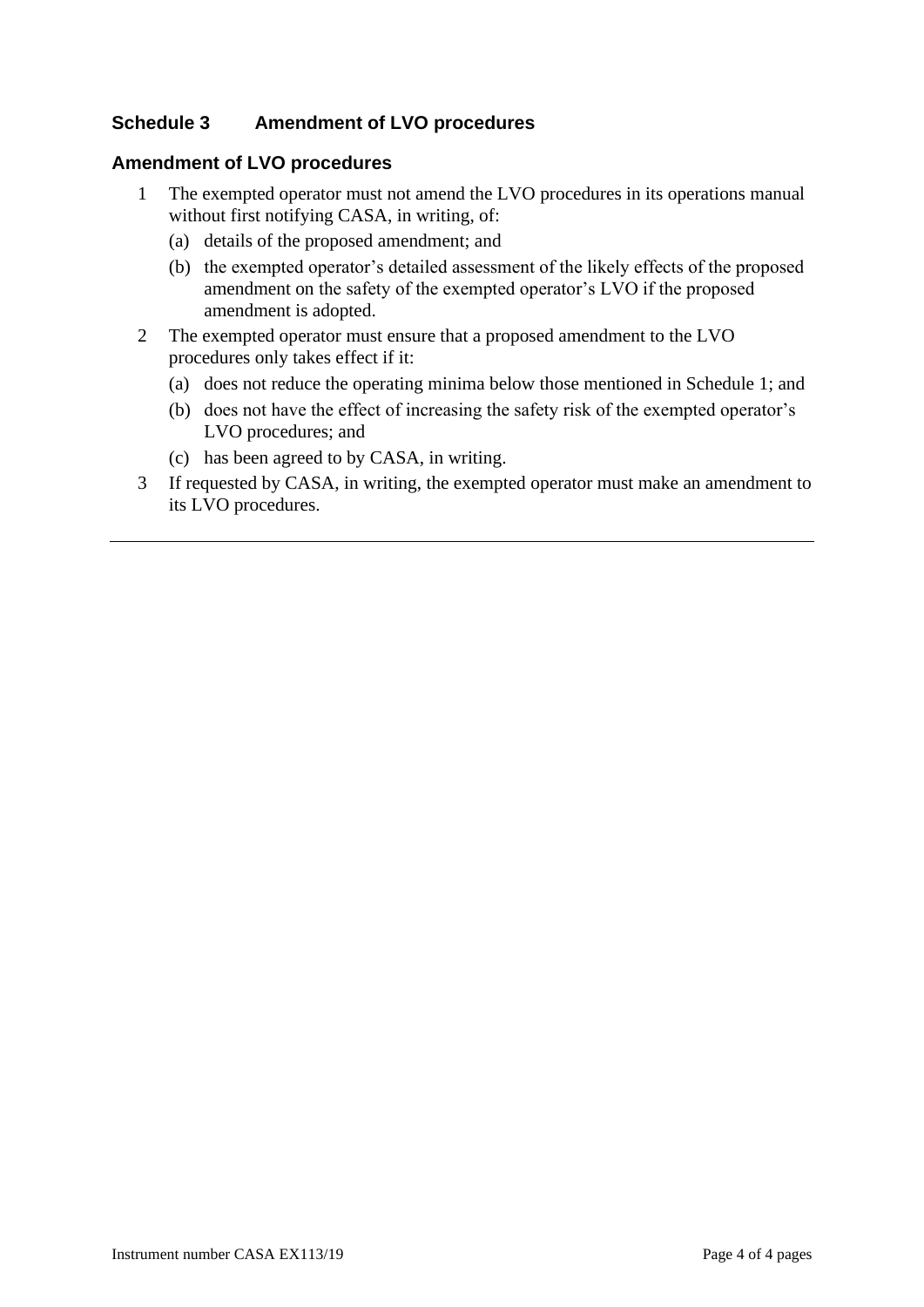## Schedule 3 Amendment of LVO procedures

### Amendment of LVO procedures

1 The exempted operator must not amend the LVO procedures in its operations manual without first notifying CASA, in writing, of:

(a) details of the proposed amendment; and

(b) the exempted operator's detailed assessment of the likely effects of the proposed amendment on the safety of the exempted operator's LVO if the proposed amendment is adopted.

2 The exempted operator must ensure that a proposed amendment to the LVO procedures only takes effect if it:

(a) does not reduce the operating minima below those mentioned in Schedule 1; and

(b) does not have the effect of increasing the safety risk of the exempted operator's LVO procedures; and

(c) has been agreed to by CASA, in writing.

3 If requested by CASA, in writing, the exempted operator must make an amendment to its LVO procedures.